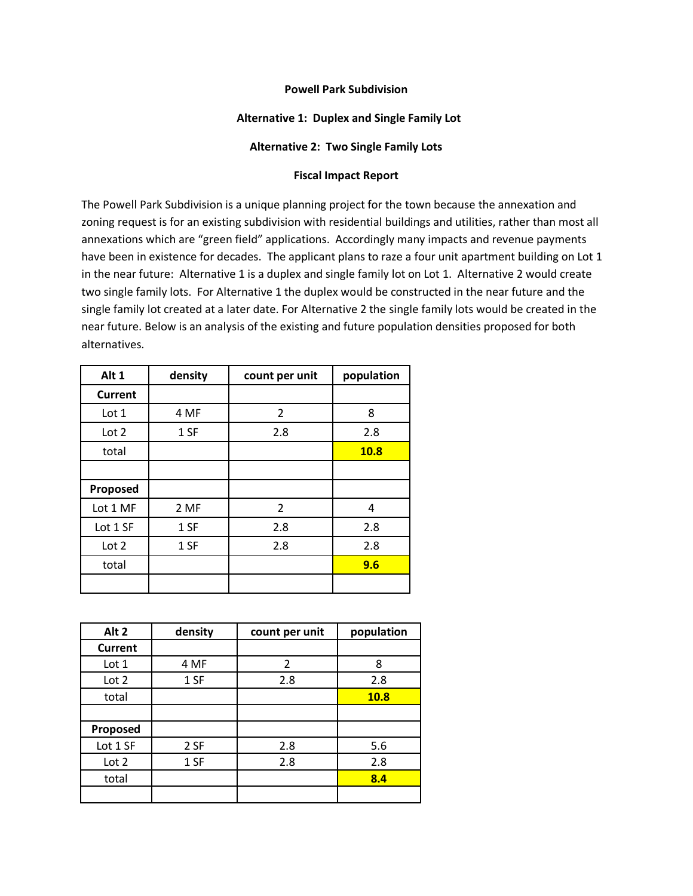**Powell Park Subdivision**

**Alternative 1: Duplex and Single Family Lot**

**Alternative 2: Two Single Family Lots**

**Fiscal Impact Report**

The Powell Park Subdivision is a unique planning project for the town because the annexation and zoning request is for an existing subdivision with residential buildings and utilities, rather than most all annexations which are "green field" applications. Accordingly many impacts and revenue payments have been in existence for decades. The applicant plans to raze a four unit apartment building on Lot 1 in the near future: Alternative 1 is a duplex and single family lot on Lot 1. Alternative 2 would create two single family lots. For Alternative 1 the duplex would be constructed in the near future and the single family lot created at a later date. For Alternative 2 the single family lots would be created in the near future. Below is an analysis of the existing and future population densities proposed for both alternatives.

| Alt 1 | density | count per unit | population |
|---|---|---|---|
| **Current** | | | |
| Lot 1 | 4 MF | 2 | 8 |
| Lot 2 | 1 SF | 2.8 | 2.8 |
| total | | | **10.8** |
| | | | |
| **Proposed** | | | |
| Lot 1 MF | 2 MF | 2 | 4 |
| Lot 1 SF | 1 SF | 2.8 | 2.8 |
| Lot 2 | 1 SF | 2.8 | 2.8 |
| total | | | **9.6** |
| | | | |

| Alt 2 | density | count per unit | population |
|---|---|---|---|
| **Current** | | | |
| Lot 1 | 4 MF | 2 | 8 |
| Lot 2 | 1 SF | 2.8 | 2.8 |
| total | | | **10.8** |
| | | | |
| **Proposed** | | | |
| Lot 1 SF | 2 SF | 2.8 | 5.6 |
| Lot 2 | 1 SF | 2.8 | 2.8 |
| total | | | **8.4** |
| | | | |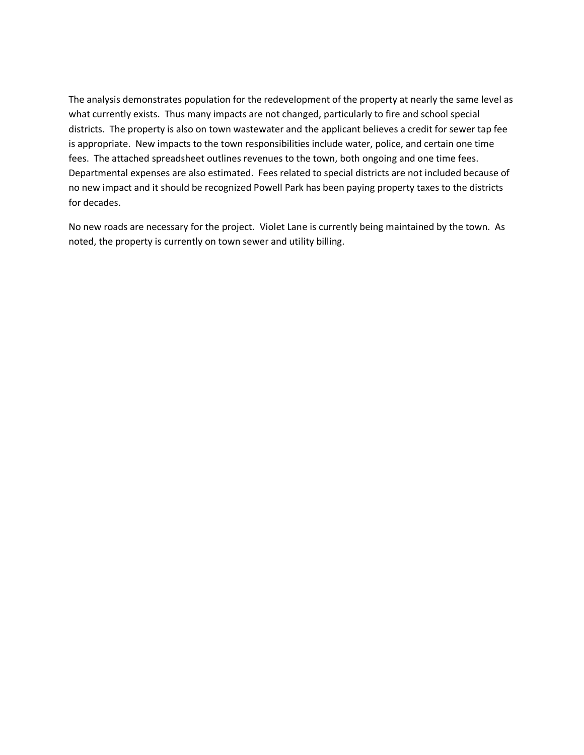The analysis demonstrates population for the redevelopment of the property at nearly the same level as what currently exists. Thus many impacts are not changed, particularly to fire and school special districts. The property is also on town wastewater and the applicant believes a credit for sewer tap fee is appropriate. New impacts to the town responsibilities include water, police, and certain one time fees. The attached spreadsheet outlines revenues to the town, both ongoing and one time fees. Departmental expenses are also estimated. Fees related to special districts are not included because of no new impact and it should be recognized Powell Park has been paying property taxes to the districts for decades.

No new roads are necessary for the project. Violet Lane is currently being maintained by the town. As noted, the property is currently on town sewer and utility billing.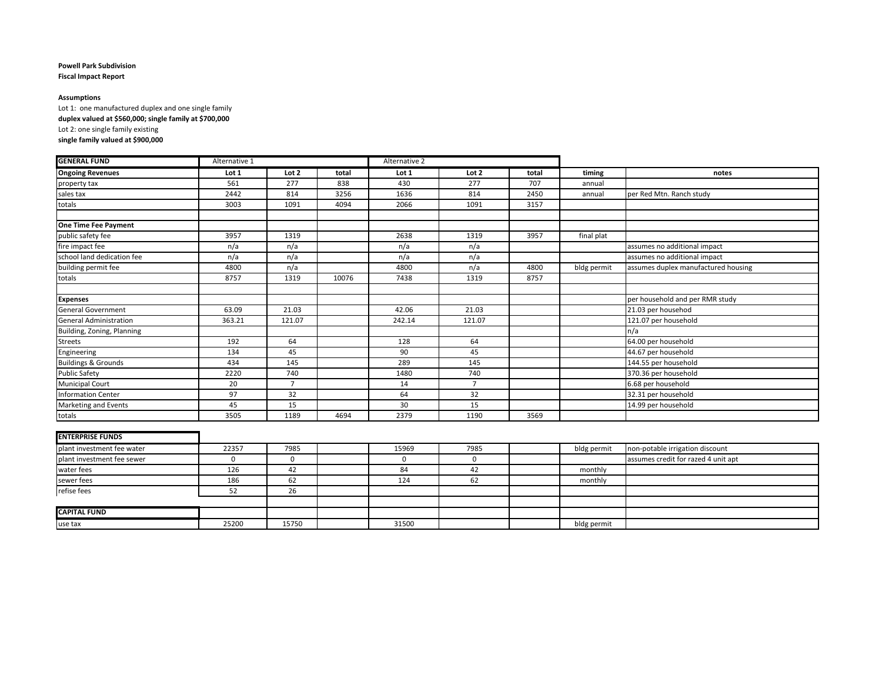**Powell Park Subdivision**
**Fiscal Impact Report**

**Assumptions**
Lot 1: one manufactured duplex and one single family
**duplex valued at $560,000; single family at $700,000**
Lot 2: one single family existing
**single family valued at $900,000**

| **GENERAL FUND** | Alternative 1 | | | Alternative 2 | | | | |
|---|---|---|---|---|---|---|---|---|
| **Ongoing Revenues** | **Lot 1** | **Lot 2** | **total** | **Lot 1** | **Lot 2** | **total** | **timing** | **notes** |
| property tax | 561 | 277 | 838 | 430 | 277 | 707 | annual | |
| sales tax | 2442 | 814 | 3256 | 1636 | 814 | 2450 | annual | per Red Mtn. Ranch study |
| totals | 3003 | 1091 | 4094 | 2066 | 1091 | 3157 | | |
| | | | | | | | | |
| **One Time Fee Payment** | | | | | | | | |
| public safety fee | 3957 | 1319 | | 2638 | 1319 | 3957 | final plat | |
| fire impact fee | n/a | n/a | | n/a | n/a | | | assumes no additional impact |
| school land dedication fee | n/a | n/a | | n/a | n/a | | | assumes no additional impact |
| building permit fee | 4800 | n/a | | 4800 | n/a | 4800 | bldg permit | assumes duplex manufactured housing |
| totals | 8757 | 1319 | 10076 | 7438 | 1319 | 8757 | | |
| | | | | | | | | |
| **Expenses** | | | | | | | | per household and per RMR study |
| General Government | 63.09 | 21.03 | | 42.06 | 21.03 | | | 21.03 per househod |
| General Administration | 363.21 | 121.07 | | 242.14 | 121.07 | | | 121.07 per household |
| Building, Zoning, Planning | | | | | | | | n/a |
| Streets | 192 | 64 | | 128 | 64 | | | 64.00 per household |
| Engineering | 134 | 45 | | 90 | 45 | | | 44.67 per household |
| Buildings & Grounds | 434 | 145 | | 289 | 145 | | | 144.55 per household |
| Public Safety | 2220 | 740 | | 1480 | 740 | | | 370.36 per household |
| Municipal Court | 20 | 7 | | 14 | 7 | | | 6.68 per household |
| Information Center | 97 | 32 | | 64 | 32 | | | 32.31 per household |
| Marketing and Events | 45 | 15 | | 30 | 15 | | | 14.99 per household |
| totals | 3505 | 1189 | 4694 | 2379 | 1190 | 3569 | | |
| | | | | | | | | |
| **ENTERPRISE FUNDS** | | | | | | | | |
| plant investment fee water | 22357 | 7985 | | 15969 | 7985 | | bldg permit | non-potable irrigation discount |
| plant investment fee sewer | 0 | 0 | | 0 | 0 | | | assumes credit for razed 4 unit apt |
| water fees | 126 | 42 | | 84 | 42 | | monthly | |
| sewer fees | 186 | 62 | | 124 | 62 | | monthly | |
| refise fees | 52 | 26 | | | | | | |
| | | | | | | | | |
| **CAPITAL FUND** | | | | | | | | |
| use tax | 25200 | 15750 | | 31500 | | | bldg permit | |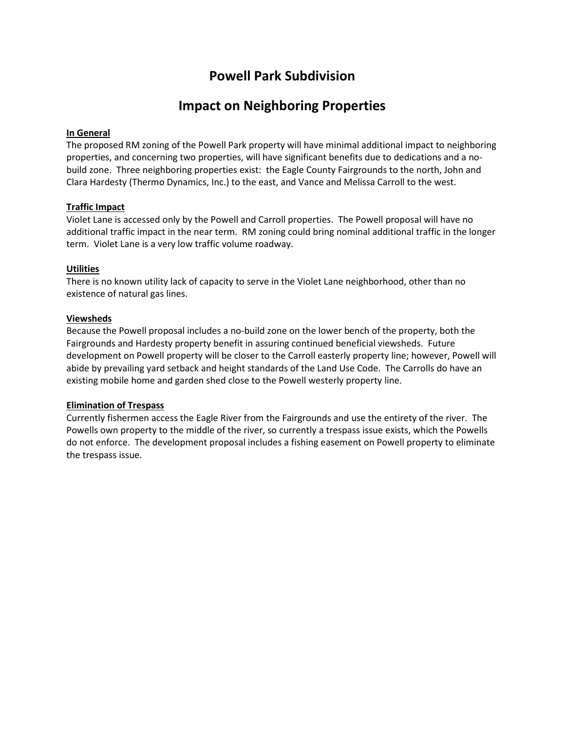# Powell Park Subdivision

## Impact on Neighboring Properties

**In General**

The proposed RM zoning of the Powell Park property will have minimal additional impact to neighboring properties, and concerning two properties, will have significant benefits due to dedications and a no-build zone. Three neighboring properties exist: the Eagle County Fairgrounds to the north, John and Clara Hardesty (Thermo Dynamics, Inc.) to the east, and Vance and Melissa Carroll to the west.

**Traffic Impact**

Violet Lane is accessed only by the Powell and Carroll properties. The Powell proposal will have no additional traffic impact in the near term. RM zoning could bring nominal additional traffic in the longer term. Violet Lane is a very low traffic volume roadway.

**Utilities**

There is no known utility lack of capacity to serve in the Violet Lane neighborhood, other than no existence of natural gas lines.

**Viewsheds**

Because the Powell proposal includes a no-build zone on the lower bench of the property, both the Fairgrounds and Hardesty property benefit in assuring continued beneficial viewsheds. Future development on Powell property will be closer to the Carroll easterly property line; however, Powell will abide by prevailing yard setback and height standards of the Land Use Code. The Carrolls do have an existing mobile home and garden shed close to the Powell westerly property line.

**Elimination of Trespass**

Currently fishermen access the Eagle River from the Fairgrounds and use the entirety of the river. The Powells own property to the middle of the river, so currently a trespass issue exists, which the Powells do not enforce. The development proposal includes a fishing easement on Powell property to eliminate the trespass issue.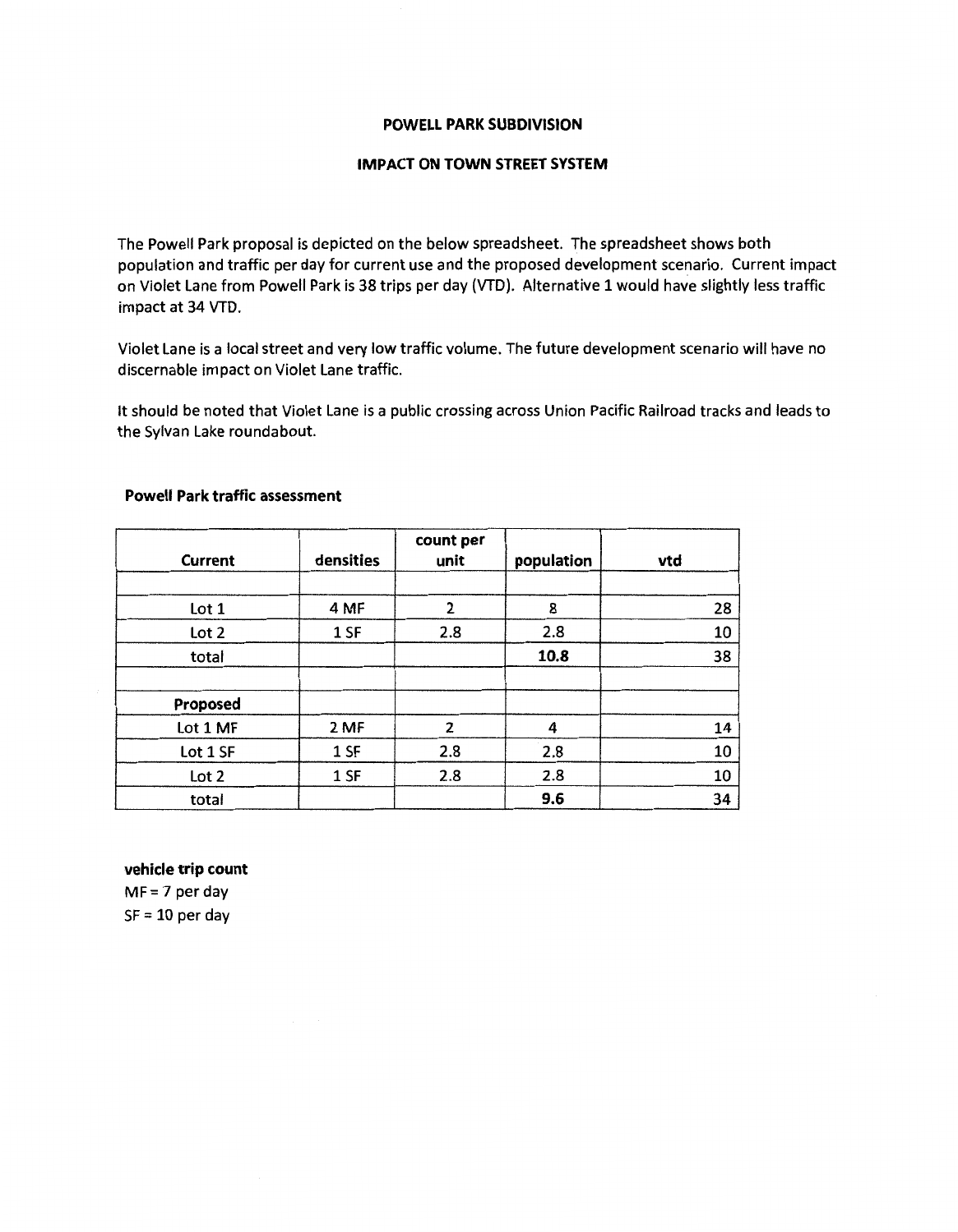# POWELL PARK SUBDIVISION

## IMPACT ON TOWN STREET SYSTEM

The Powell Park proposal is depicted on the below spreadsheet. The spreadsheet shows both population and traffic per day for current use and the proposed development scenario. Current impact on Violet Lane from Powell Park is 38 trips per day (VTD). Alternative 1 would have slightly less traffic impact at 34 VTD.

Violet Lane is a local street and very low traffic volume. The future development scenario will have no discernable impact on Violet Lane traffic.

It should be noted that Violet Lane is a public crossing across Union Pacific Railroad tracks and leads to the Sylvan Lake roundabout.

**Powell Park traffic assessment**

| Current | densities | count per unit | population | vtd |
|---|---|---|---|---|
| | | | | |
| Lot 1 | 4 MF | 2 | 8 | 28 |
| Lot 2 | 1 SF | 2.8 | 2.8 | 10 |
| total | | | **10.8** | 38 |
| | | | | |
| **Proposed** | | | | |
| Lot 1 MF | 2 MF | 2 | 4 | 14 |
| Lot 1 SF | 1 SF | 2.8 | 2.8 | 10 |
| Lot 2 | 1 SF | 2.8 | 2.8 | 10 |
| total | | | **9.6** | 34 |

**vehicle trip count**

MF = 7 per day

SF = 10 per day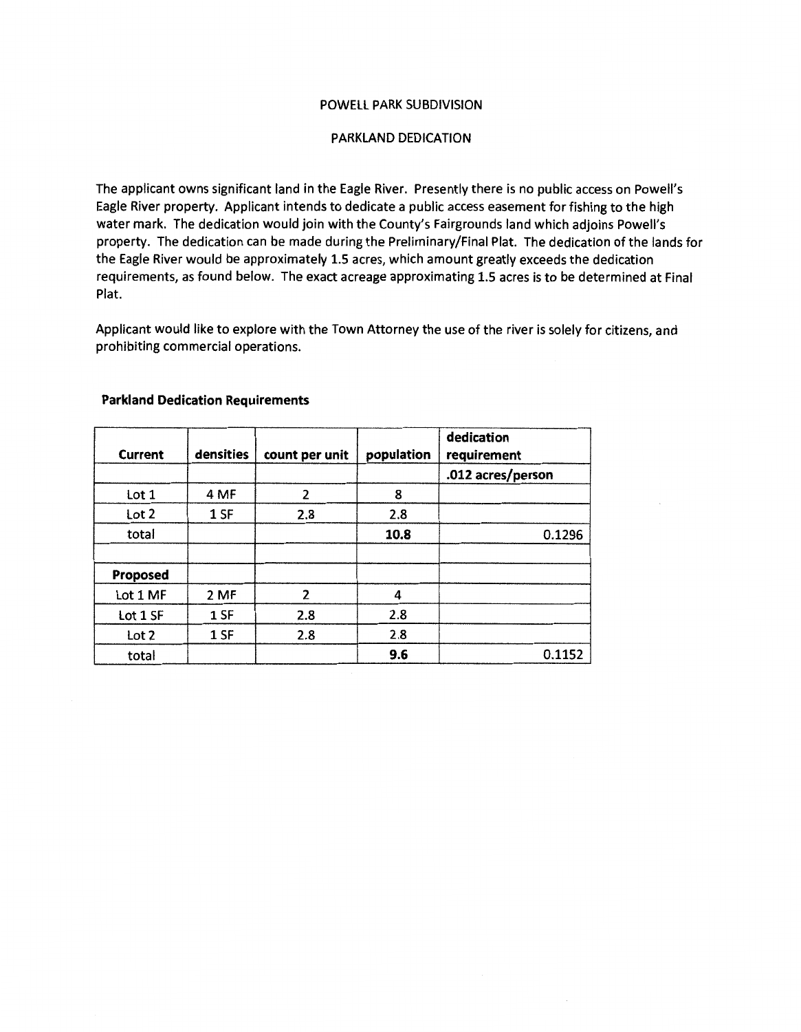POWELL PARK SUBDIVISION

PARKLAND DEDICATION

The applicant owns significant land in the Eagle River. Presently there is no public access on Powell's Eagle River property. Applicant intends to dedicate a public access easement for fishing to the high water mark. The dedication would join with the County's Fairgrounds land which adjoins Powell's property. The dedication can be made during the Preliminary/Final Plat. The dedication of the lands for the Eagle River would be approximately 1.5 acres, which amount greatly exceeds the dedication requirements, as found below. The exact acreage approximating 1.5 acres is to be determined at Final Plat.

Applicant would like to explore with the Town Attorney the use of the river is solely for citizens, and prohibiting commercial operations.

**Parkland Dedication Requirements**

| **Current** | **densities** | **count per unit** | **population** | **dedication requirement** |
|---|---|---|---|---|
| | | | | **.012 acres/person** |
| Lot 1 | 4 MF | 2 | 8 | |
| Lot 2 | 1 SF | 2.8 | 2.8 | |
| total | | | **10.8** | 0.1296 |
| | | | | |
| **Proposed** | | | | |
| Lot 1 MF | 2 MF | 2 | 4 | |
| Lot 1 SF | 1 SF | 2.8 | 2.8 | |
| Lot 2 | 1 SF | 2.8 | 2.8 | |
| total | | | **9.6** | 0.1152 |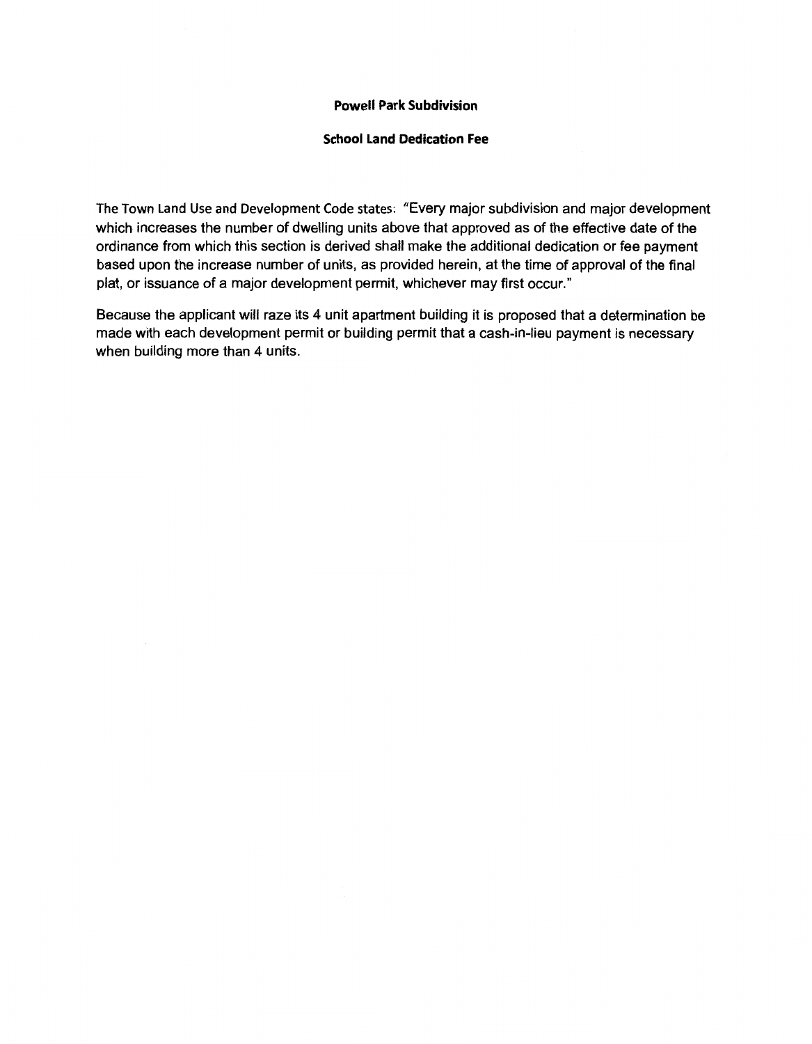**Powell Park Subdivision**

**School Land Dedication Fee**

The Town Land Use and Development Code states: "Every major subdivision and major development which increases the number of dwelling units above that approved as of the effective date of the ordinance from which this section is derived shall make the additional dedication or fee payment based upon the increase number of units, as provided herein, at the time of approval of the final plat, or issuance of a major development permit, whichever may first occur."

Because the applicant will raze its 4 unit apartment building it is proposed that a determination be made with each development permit or building permit that a cash-in-lieu payment is necessary when building more than 4 units.